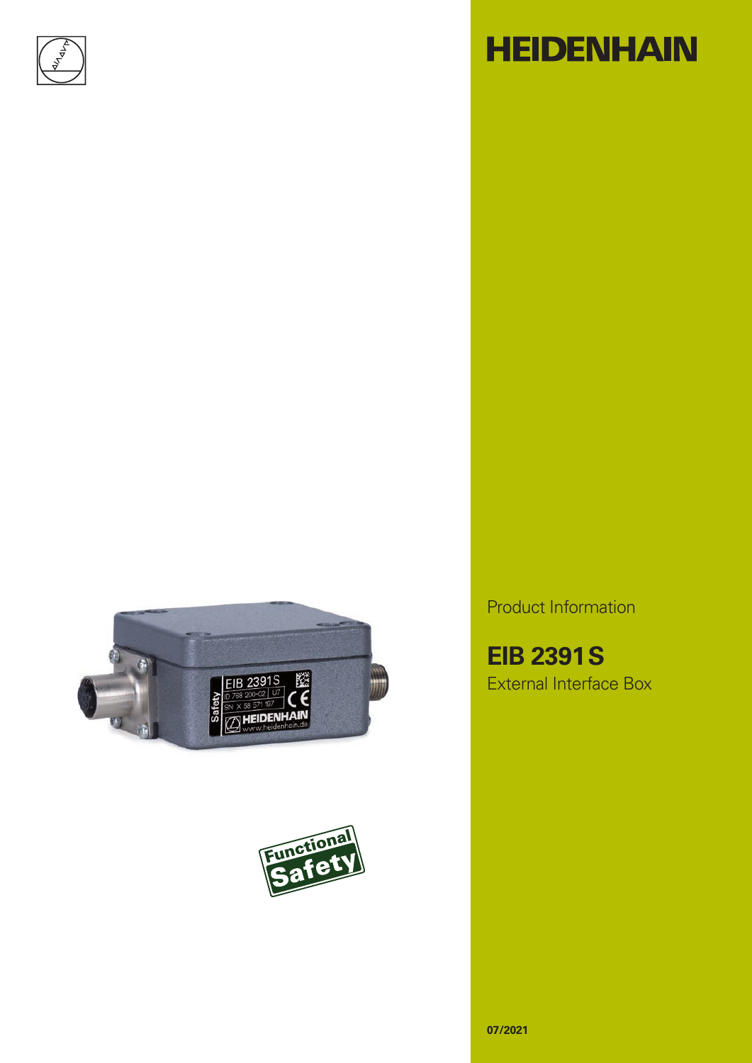# HEIDENHAIN

Product Information

## EIB 2391 S

External Interface Box

**07/2021**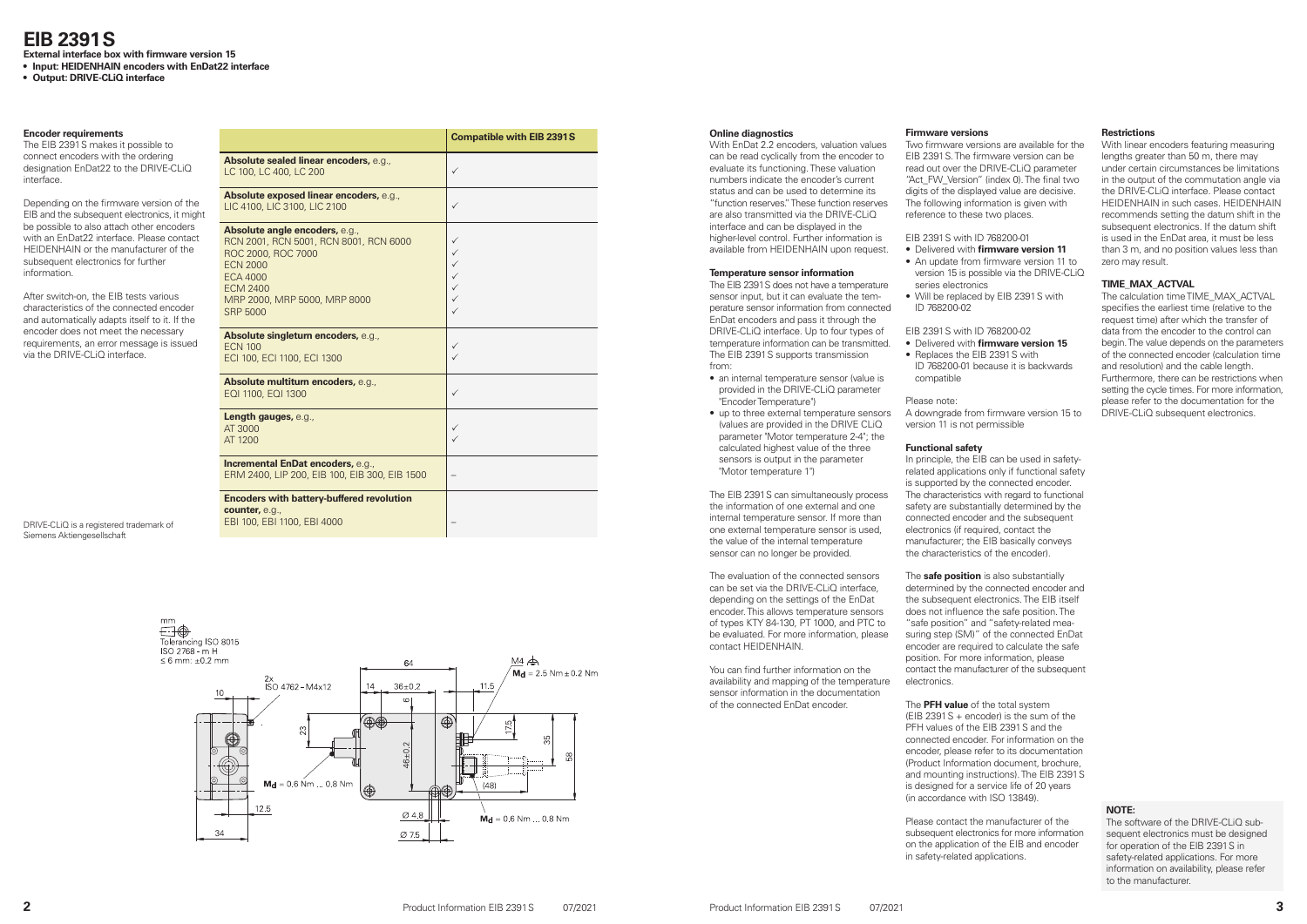# EIB 2391 S

**External interface box with firmware version 15**

- **Input: HEIDENHAIN encoders with EnDat22 interface**
- **Output: DRIVE-CLiQ interface**

### Encoder requirements

The EIB 2391 S makes it possible to connect encoders with the ordering designation EnDat22 to the DRIVE-CLiQ interface.

Depending on the firmware version of the EIB and the subsequent electronics, it might be possible to also attach other encoders with an EnDat22 interface. Please contact HEIDENHAIN or the manufacturer of the subsequent electronics for further information.

After switch-on, the EIB tests various characteristics of the connected encoder and automatically adapts itself to it. If the encoder does not meet the necessary requirements, an error message is issued via the DRIVE-CLiQ interface.

| | Compatible with EIB 2391 S |
|---|---|
| **Absolute sealed linear encoders,** e.g., LC 100, LC 400, LC 200 | ✓ |
| **Absolute exposed linear encoders,** e.g., LIC 4100, LIC 3100, LIC 2100 | ✓ |
| **Absolute angle encoders,** e.g., RCN 2001, RCN 5001, RCN 8001, RCN 6000 / ROC 2000, ROC 7000 / ECN 2000 / ECA 4000 / ECM 2400 / MRP 2000, MRP 5000, MRP 8000 / SRP 5000 | ✓ ✓ ✓ ✓ ✓ ✓ ✓ |
| **Absolute singleturn encoders,** e.g., ECN 100 / ECI 100, ECI 1100, ECI 1300 | ✓ ✓ |
| **Absolute multiturn encoders,** e.g., EQI 1100, EQI 1300 | ✓ |
| **Length gauges,** e.g., AT 3000 / AT 1200 | ✓ ✓ |
| **Incremental EnDat encoders,** e.g., ERM 2400, LIP 200, EIB 100, EIB 300, EIB 1500 | – |
| **Encoders with battery-buffered revolution counter,** e.g., EBI 100, EBI 1100, EBI 4000 | – |

DRIVE-CLiQ is a registered trademark of Siemens Aktiengesellschaft

mm
Tolerancing ISO 8015
ISO 2768 - m H
≤ 6 mm: ±0.2 mm

2x ISO 4762 – M4x12; M4; $M_d$ = 2.5 Nm ± 0.2 Nm; $M_d$ = 0.6 Nm ... 0.8 Nm; $M_d$ = 0.6 Nm ... 0.8 Nm; 64; 14; 36±0.2; 11.5; 10; 23; 6; 17.5; 35; 58; 46±0.2; (48); 12.5; 34; Ø 4.8; Ø 7.5

### Online diagnostics

With EnDat 2.2 encoders, valuation values can be read cyclically from the encoder to evaluate its functioning. These valuation numbers indicate the encoder's current status and can be used to determine its "function reserves." These function reserves are also transmitted via the DRIVE-CLiQ interface and can be displayed in the higher-level control. Further information is available from HEIDENHAIN upon request.

### Temperature sensor information

The EIB 2391 S does not have a temperature sensor input, but it can evaluate the temperature sensor information from connected EnDat encoders and pass it through the DRIVE-CLiQ interface. Up to four types of temperature information can be transmitted. The EIB 2391 S supports transmission from:

- an internal temperature sensor (value is provided in the DRIVE-CLiQ parameter "Encoder Temperature")
- up to three external temperature sensors (values are provided in the DRIVE CLiQ parameter "Motor temperature 2-4"; the calculated highest value of the three sensors is output in the parameter "Motor temperature 1")

The EIB 2391 S can simultaneously process the information of one external and one internal temperature sensor. If more than one external temperature sensor is used, the value of the internal temperature sensor can no longer be provided.

The evaluation of the connected sensors can be set via the DRIVE-CLiQ interface, depending on the settings of the EnDat encoder. This allows temperature sensors of types KTY 84-130, PT 1000, and PTC to be evaluated. For more information, please contact HEIDENHAIN.

You can find further information on the availability and mapping of the temperature sensor information in the documentation of the connected EnDat encoder.

### Firmware versions

Two firmware versions are available for the EIB 2391 S. The firmware version can be read out over the DRIVE-CLiQ parameter "Act_FW_Version" (index 0). The final two digits of the displayed value are decisive. The following information is given with reference to these two places.

EIB 2391 S with ID 768200-01

- Delivered with **firmware version 11**
- An update from firmware version 11 to version 15 is possible via the DRIVE-CLiQ series electronics
- Will be replaced by EIB 2391 S with ID 768200-02

EIB 2391 S with ID 768200-02

- Delivered with **firmware version 15**
- Replaces the EIB 2391 S with ID 768200-01 because it is backwards compatible

Please note:
A downgrade from firmware version 15 to version 11 is not permissible

### Functional safety

In principle, the EIB can be used in safety-related applications only if functional safety is supported by the connected encoder. The characteristics with regard to functional safety are substantially determined by the connected encoder and the subsequent electronics (if required, contact the manufacturer; the EIB basically conveys the characteristics of the encoder).

The **safe position** is also substantially determined by the connected encoder and the subsequent electronics. The EIB itself does not influence the safe position. The "safe position" and "safety-related measuring step (SM)" of the connected EnDat encoder are required to calculate the safe position. For more information, please contact the manufacturer of the subsequent electronics.

The **PFH value** of the total system (EIB 2391 S + encoder) is the sum of the PFH values of the EIB 2391 S and the connected encoder. For information on the encoder, please refer to its documentation (Product Information document, brochure, and mounting instructions). The EIB 2391 S is designed for a service life of 20 years (in accordance with ISO 13849).

Please contact the manufacturer of the subsequent electronics for more information on the application of the EIB and encoder in safety-related applications.

### Restrictions

With linear encoders featuring measuring lengths greater than 50 m, there may under certain circumstances be limitations in the output of the commutation angle via the DRIVE-CLiQ interface. Please contact HEIDENHAIN in such cases. HEIDENHAIN recommends setting the datum shift in the subsequent electronics. If the datum shift is used in the EnDat area, it must be less than 3 m, and no position values less than zero may result.

### TIME_MAX_ACTVAL

The calculation time TIME_MAX_ACTVAL specifies the earliest time (relative to the request time) after which the transfer of data from the encoder to the control can begin. The value depends on the parameters of the connected encoder (calculation time and resolution) and the cable length. Furthermore, there can be restrictions when setting the cycle times. For more information, please refer to the documentation for the DRIVE-CLiQ subsequent electronics.

**NOTE:**
The software of the DRIVE-CLiQ subsequent electronics must be designed for operation of the EIB 2391 S in safety-related applications. For more information on availability, please refer to the manufacturer.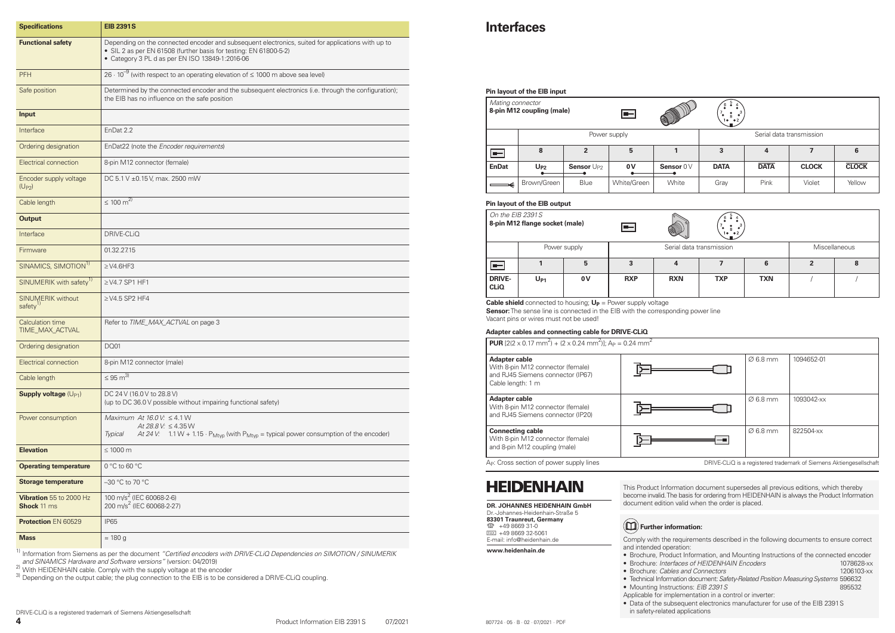| Specifications | EIB 2391 S |
|---|---|
| **Functional safety** | Depending on the connected encoder and subsequent electronics, suited for applications with up to<br>• SIL 2 as per EN 61508 (further basis for testing: EN 61800-5-2)<br>• Category 3 PL d as per EN ISO 13849-1:2016-06 |
| PFH | $26 \cdot 10^{-9}$ (with respect to an operating elevation of ≤ 1000 m above sea level) |
| Safe position | Determined by the connected encoder and the subsequent electronics (i.e. through the configuration); the EIB has no influence on the safe position |
| **Input** | |
| Interface | EnDat 2.2 |
| Ordering designation | EnDat22 (note the *Encoder requirements*) |
| Electrical connection | 8-pin M12 connector (female) |
| Encoder supply voltage ($U_{P2}$) | DC 5.1 V ±0.15 V, max. 2500 mW |
| Cable length | ≤ 100 m[2] |
| **Output** | |
| Interface | DRIVE-CLiQ |
| Firmware | 01.32.27.15 |
| SINAMICS, SIMOTION[1] | ≥ V4.6HF3 |
| SINUMERIK with safety[1] | ≥ V4.7 SP1 HF1 |
| SINUMERIK without safety[1] | ≥ V4.5 SP2 HF4 |
| Calculation time TIME_MAX_ACTVAL | Refer to *TIME_MAX_ACTVAL* on page 3 |
| Ordering designation | DQ01 |
| Electrical connection | 8-pin M12 connector (male) |
| Cable length | ≤ 95 m[3] |
| **Supply voltage** ($U_{P1}$) | DC 24 V (16.0 V to 28.8 V)<br>(up to DC 36.0 V possible without impairing functional safety) |
| Power consumption | *Maximum* *At 16.0 V:* ≤ 4.1 W<br>*At 28.8 V:* ≤ 4.35 W<br>*Typical* *At 24 V:* 1.1 W + 1.15 · $P_{Mtyp}$ (with $P_{Mtyp}$ = typical power consumption of the encoder) |
| **Elevation** | ≤ 1000 m |
| **Operating temperature** | 0 °C to 60 °C |
| **Storage temperature** | –30 °C to 70 °C |
| **Vibration** 55 to 2000 Hz<br>**Shock** 11 ms | 100 m/s² (IEC 60068-2-6)<br>200 m/s² (IEC 60068-2-27) |
| **Protection** EN 60529 | IP65 |
| **Mass** | ≈ 180 g |

[1] Information from Siemens as per the document *"Certified encoders with DRIVE-CLiQ Dependencies on SIMOTION / SINUMERIK and SINAMICS Hardware and Software versions"* (version: 04/2019)
[2] With HEIDENHAIN cable. Comply with the supply voltage at the encoder
[3] Depending on the output cable; the plug connection to the EIB is to be considered a DRIVE-CLiQ coupling.

DRIVE-CLiQ is a registered trademark of Siemens Aktiengesellschaft

# Interfaces

### Pin layout of the EIB input

*Mating connector*
**8-pin M12 coupling (male)**

| | Power supply | | | | Serial data transmission | | | |
|---|---|---|---|---|---|---|---|---|
| | 8 | 2 | 5 | 1 | 3 | 4 | 7 | 6 |
| **EnDat** | $U_{P2}$ | Sensor $U_{P2}$ | 0 V | Sensor 0 V | DATA | $\overline{\text{DATA}}$ | CLOCK | $\overline{\text{CLOCK}}$ |
| | Brown/Green | Blue | White/Green | White | Gray | Pink | Violet | Yellow |

### Pin layout of the EIB output

*On the EIB 2391 S*
**8-pin M12 flange socket (male)**

| | Power supply | | Serial data transmission | | | | Miscellaneous | |
|---|---|---|---|---|---|---|---|---|
| | 1 | 5 | 3 | 4 | 7 | 6 | 2 | 8 |
| **DRIVE-CLiQ** | $U_{P1}$ | 0 V | RXP | RXN | TXP | TXN | / | / |

**Cable shield** connected to housing; $U_P$ = Power supply voltage
**Sensor:** The sense line is connected in the EIB with the corresponding power line
Vacant pins or wires must not be used!

### Adapter cables and connecting cable for DRIVE-CLiQ

**PUR** [2(2 × 0.17 mm²) + (2 × 0.24 mm²)]; $A_P$ = 0.24 mm²

| | | | |
|---|---|---|---|
| **Adapter cable**<br>With 8-pin M12 connector (female) and RJ45 Siemens connector (IP67)<br>Cable length: 1 m | | Ø 6.8 mm | 1094652-01 |
| **Adapter cable**<br>With 8-pin M12 connector (female) and RJ45 Siemens connector (IP20) | | Ø 6.8 mm | 1093042-xx |
| **Connecting cable**<br>With 8-pin M12 connector (female) and 8-pin M12 coupling (male) | | Ø 6.8 mm | 822504-xx |

$A_P$: Cross section of power supply lines

DRIVE-CLiQ is a registered trademark of Siemens Aktiengesellschaft

**HEIDENHAIN**

**DR. JOHANNES HEIDENHAIN GmbH**
Dr.-Johannes-Heidenhain-Straße 5
**83301 Traunreut, Germany**
+49 8669 31-0
FAX +49 8669 32-5061
E-mail: info@heidenhain.de

**www.heidenhain.de**

This Product Information document supersedes all previous editions, which thereby become invalid. The basis for ordering from HEIDENHAIN is always the Product Information document edition valid when the order is placed.

**Further information:**

Comply with the requirements described in the following documents to ensure correct and intended operation:

- Brochure, Product Information, and Mounting Instructions of the connected encoder
- Brochure: *Interfaces of HEIDENHAIN Encoders* 1078628-xx
- Brochure: *Cables and Connectors* 1206103-xx
- Technical Information document: *Safety-Related Position Measuring Systems* 596632
- Mounting Instructions: *EIB 2391 S* 895532

Applicable for implementation in a control or inverter:

- Data of the subsequent electronics manufacturer for use of the EIB 2391 S in safety-related applications

807724 · 05 · B · 02 · 07/2021 · PDF